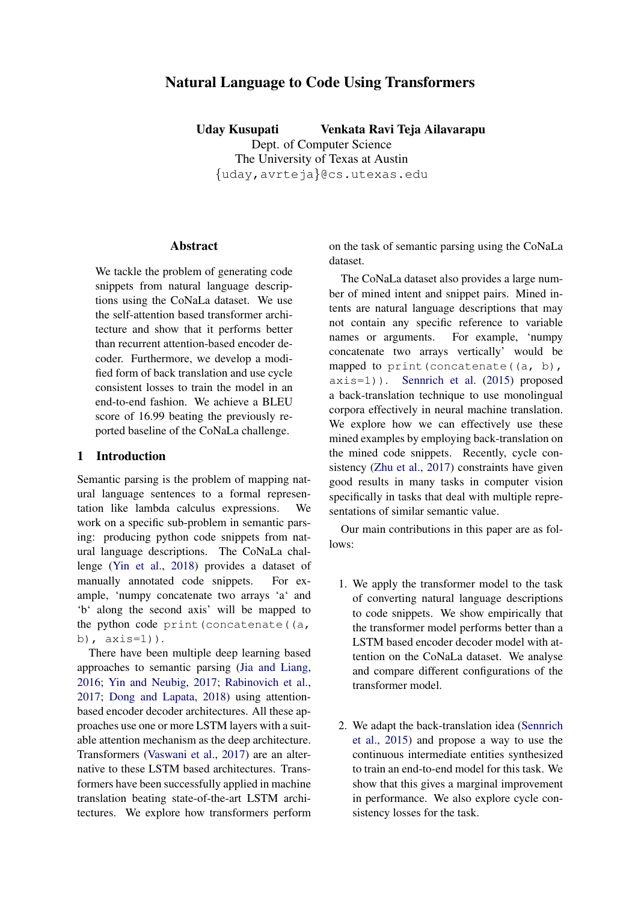# Natural Language to Code Using Transformers

**Uday Kusupati** **Venkata Ravi Teja Ailavarapu**
Dept. of Computer Science
The University of Texas at Austin
{uday,avrteja}@cs.utexas.edu

## Abstract

We tackle the problem of generating code snippets from natural language descriptions using the CoNaLa dataset. We use the self-attention based transformer architecture and show that it performs better than recurrent attention-based encoder decoder. Furthermore, we develop a modified form of back translation and use cycle consistent losses to train the model in an end-to-end fashion. We achieve a BLEU score of 16.99 beating the previously reported baseline of the CoNaLa challenge.

## 1 Introduction

Semantic parsing is the problem of mapping natural language sentences to a formal representation like lambda calculus expressions. We work on a specific sub-problem in semantic parsing: producing python code snippets from natural language descriptions. The CoNaLa challenge (Yin et al., 2018) provides a dataset of manually annotated code snippets. For example, 'numpy concatenate two arrays 'a' and 'b' along the second axis' will be mapped to the python code `print(concatenate((a, b), axis=1))`.

There have been multiple deep learning based approaches to semantic parsing (Jia and Liang, 2016; Yin and Neubig, 2017; Rabinovich et al., 2017; Dong and Lapata, 2018) using attention-based encoder decoder architectures. All these approaches use one or more LSTM layers with a suitable attention mechanism as the deep architecture. Transformers (Vaswani et al., 2017) are an alternative to these LSTM based architectures. Transformers have been successfully applied in machine translation beating state-of-the-art LSTM architectures. We explore how transformers perform on the task of semantic parsing using the CoNaLa dataset.

The CoNaLa dataset also provides a large number of mined intent and snippet pairs. Mined intents are natural language descriptions that may not contain any specific reference to variable names or arguments. For example, 'numpy concatenate two arrays vertically' would be mapped to `print(concatenate((a, b), axis=1))`. Sennrich et al. (2015) proposed a back-translation technique to use monolingual corpora effectively in neural machine translation. We explore how we can effectively use these mined examples by employing back-translation on the mined code snippets. Recently, cycle consistency (Zhu et al., 2017) constraints have given good results in many tasks in computer vision specifically in tasks that deal with multiple representations of similar semantic value.

Our main contributions in this paper are as follows:

1. We apply the transformer model to the task of converting natural language descriptions to code snippets. We show empirically that the transformer model performs better than a LSTM based encoder decoder model with attention on the CoNaLa dataset. We analyse and compare different configurations of the transformer model.

2. We adapt the back-translation idea (Sennrich et al., 2015) and propose a way to use the continuous intermediate entities synthesized to train an end-to-end model for this task. We show that this gives a marginal improvement in performance. We also explore cycle consistency losses for the task.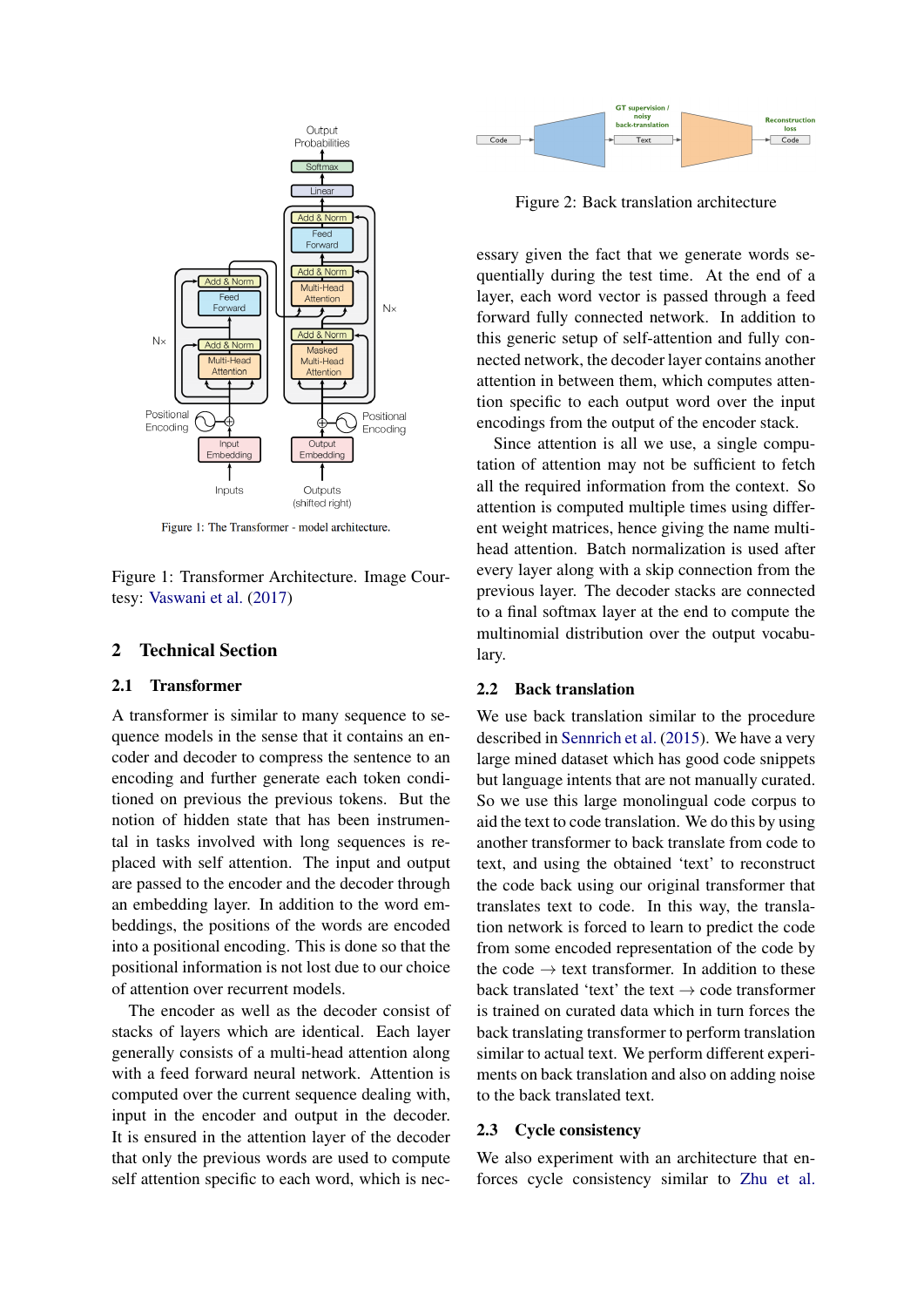Figure 1: Transformer Architecture. Image Courtesy: Vaswani et al. (2017)

## 2 Technical Section

### 2.1 Transformer

A transformer is similar to many sequence to sequence models in the sense that it contains an encoder and decoder to compress the sentence to an encoding and further generate each token conditioned on previous the previous tokens. But the notion of hidden state that has been instrumental in tasks involved with long sequences is replaced with self attention. The input and output are passed to the encoder and the decoder through an embedding layer. In addition to the word embeddings, the positions of the words are encoded into a positional encoding. This is done so that the positional information is not lost due to our choice of attention over recurrent models.

The encoder as well as the decoder consist of stacks of layers which are identical. Each layer generally consists of a multi-head attention along with a feed forward neural network. Attention is computed over the current sequence dealing with, input in the encoder and output in the decoder. It is ensured in the attention layer of the decoder that only the previous words are used to compute self attention specific to each word, which is necessary given the fact that we generate words sequentially during the test time. At the end of a layer, each word vector is passed through a feed forward fully connected network. In addition to this generic setup of self-attention and fully connected network, the decoder layer contains another attention in between them, which computes attention specific to each output word over the input encodings from the output of the encoder stack.

Since attention is all we use, a single computation of attention may not be sufficient to fetch all the required information from the context. So attention is computed multiple times using different weight matrices, hence giving the name multi-head attention. Batch normalization is used after every layer along with a skip connection from the previous layer. The decoder stacks are connected to a final softmax layer at the end to compute the multinomial distribution over the output vocabulary.

Figure 2: Back translation architecture

### 2.2 Back translation

We use back translation similar to the procedure described in Sennrich et al. (2015). We have a very large mined dataset which has good code snippets but language intents that are not manually curated. So we use this large monolingual code corpus to aid the text to code translation. We do this by using another transformer to back translate from code to text, and using the obtained 'text' to reconstruct the code back using our original transformer that translates text to code. In this way, the translation network is forced to learn to predict the code from some encoded representation of the code by the code $\rightarrow$ text transformer. In addition to these back translated 'text' the text $\rightarrow$ code transformer is trained on curated data which in turn forces the back translating transformer to perform translation similar to actual text. We perform different experiments on back translation and also on adding noise to the back translated text.

### 2.3 Cycle consistency

We also experiment with an architecture that enforces cycle consistency similar to Zhu et al.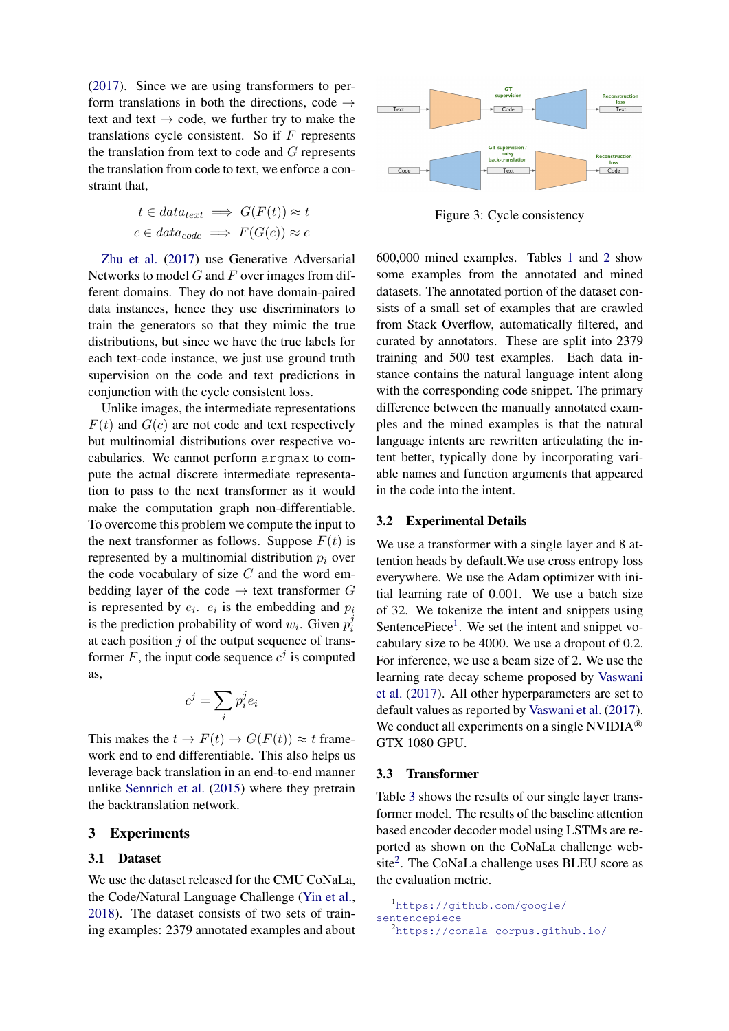(2017). Since we are using transformers to perform translations in both the directions, code → text and text → code, we further try to make the translations cycle consistent. So if $F$ represents the translation from text to code and $G$ represents the translation from code to text, we enforce a constraint that,

$$t \in data_{text} \implies G(F(t)) \approx t$$
$$c \in data_{code} \implies F(G(c)) \approx c$$

Zhu et al. (2017) use Generative Adversarial Networks to model $G$ and $F$ over images from different domains. They do not have domain-paired data instances, hence they use discriminators to train the generators so that they mimic the true distributions, but since we have the true labels for each text-code instance, we just use ground truth supervision on the code and text predictions in conjunction with the cycle consistent loss.

Unlike images, the intermediate representations $F(t)$ and $G(c)$ are not code and text respectively but multinomial distributions over respective vocabularies. We cannot perform `argmax` to compute the actual discrete intermediate representation to pass to the next transformer as it would make the computation graph non-differentiable. To overcome this problem we compute the input to the next transformer as follows. Suppose $F(t)$ is represented by a multinomial distribution $p_i$ over the code vocabulary of size $C$ and the word embedding layer of the code → text transformer $G$ is represented by $e_i$. $e_i$ is the embedding and $p_i$ is the prediction probability of word $w_i$. Given $p_i^j$ at each position $j$ of the output sequence of transformer $F$, the input code sequence $c^j$ is computed as,

$$c^j = \sum_i p_i^j e_i$$

This makes the $t \rightarrow F(t) \rightarrow G(F(t)) \approx t$ framework end to end differentiable. This also helps us leverage back translation in an end-to-end manner unlike Sennrich et al. (2015) where they pretrain the backtranslation network.

# 3 Experiments

## 3.1 Dataset

We use the dataset released for the CMU CoNaLa, the Code/Natural Language Challenge (Yin et al., 2018). The dataset consists of two sets of training examples: 2379 annotated examples and about 600,000 mined examples. Tables 1 and 2 show some examples from the annotated and mined datasets. The annotated portion of the dataset consists of a small set of examples that are crawled from Stack Overflow, automatically filtered, and curated by annotators. These are split into 2379 training and 500 test examples. Each data instance contains the natural language intent along with the corresponding code snippet. The primary difference between the manually annotated examples and the mined examples is that the natural language intents are rewritten articulating the intent better, typically done by incorporating variable names and function arguments that appeared in the code into the intent.

Figure 3: Cycle consistency

## 3.2 Experimental Details

We use a transformer with a single layer and 8 attention heads by default.We use cross entropy loss everywhere. We use the Adam optimizer with initial learning rate of 0.001. We use a batch size of 32. We tokenize the intent and snippets using SentencePiece[1]. We set the intent and snippet vocabulary size to be 4000. We use a dropout of 0.2. For inference, we use a beam size of 2. We use the learning rate decay scheme proposed by Vaswani et al. (2017). All other hyperparameters are set to default values as reported by Vaswani et al. (2017). We conduct all experiments on a single NVIDIA® GTX 1080 GPU.

## 3.3 Transformer

Table 3 shows the results of our single layer transformer model. The results of the baseline attention based encoder decoder model using LSTMs are reported as shown on the CoNaLa challenge website[2]. The CoNaLa challenge uses BLEU score as the evaluation metric.

[1] https://github.com/google/sentencepiece

[2] https://conala-corpus.github.io/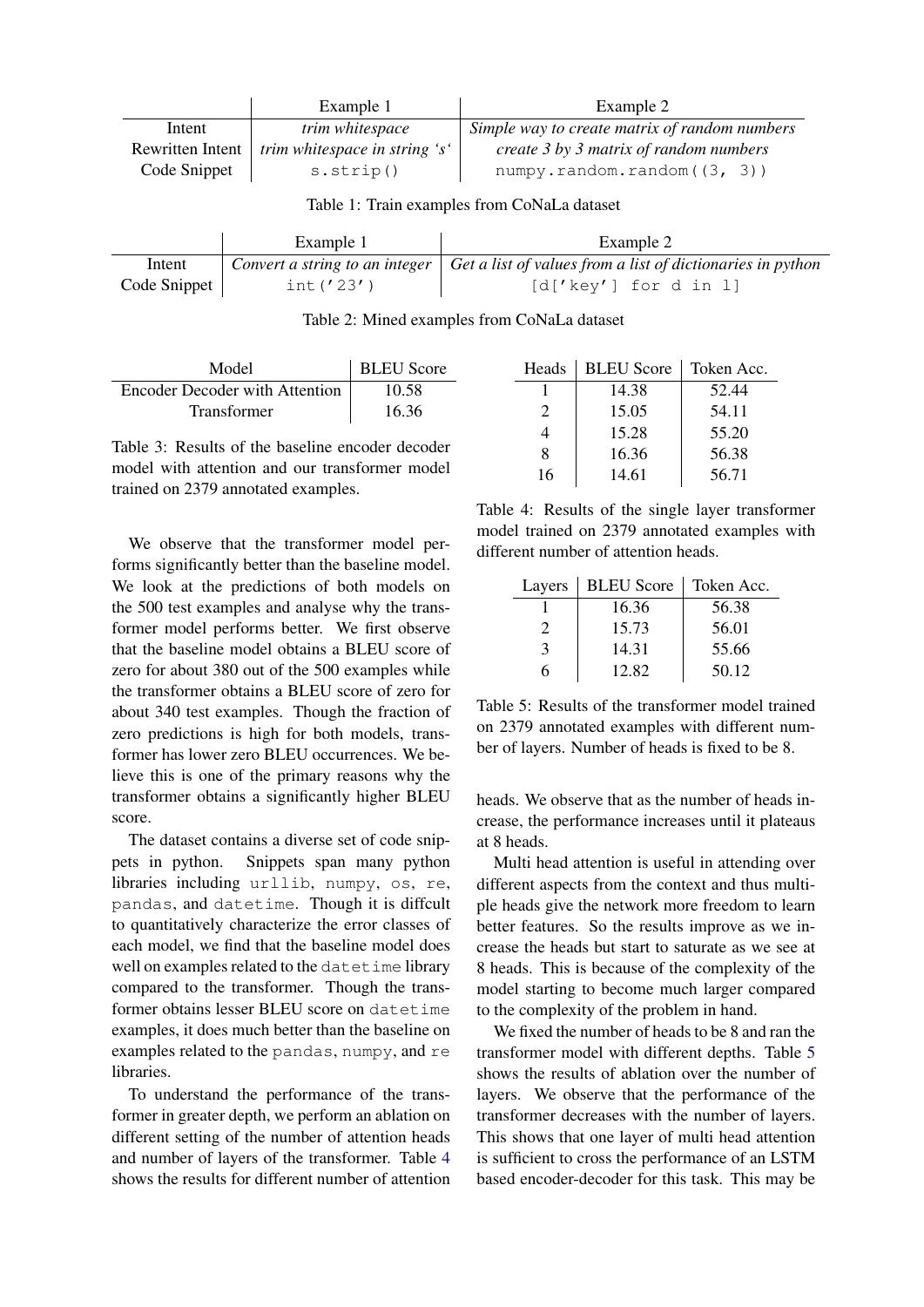| | Example 1 | Example 2 |
|---|---|---|
| Intent | *trim whitespace* | *Simple way to create matrix of random numbers* |
| Rewritten Intent | *trim whitespace in string 's'* | *create 3 by 3 matrix of random numbers* |
| Code Snippet | `s.strip()` | `numpy.random.random((3, 3))` |

Table 1: Train examples from CoNaLa dataset

| | Example 1 | Example 2 |
|---|---|---|
| Intent | *Convert a string to an integer* | *Get a list of values from a list of dictionaries in python* |
| Code Snippet | `int('23')` | `[d['key'] for d in l]` |

Table 2: Mined examples from CoNaLa dataset

| Model | BLEU Score |
|---|---|
| Encoder Decoder with Attention | 10.58 |
| Transformer | 16.36 |

Table 3: Results of the baseline encoder decoder model with attention and our transformer model trained on 2379 annotated examples.

We observe that the transformer model performs significantly better than the baseline model. We look at the predictions of both models on the 500 test examples and analyse why the transformer model performs better. We first observe that the baseline model obtains a BLEU score of zero for about 380 out of the 500 examples while the transformer obtains a BLEU score of zero for about 340 test examples. Though the fraction of zero predictions is high for both models, transformer has lower zero BLEU occurrences. We believe this is one of the primary reasons why the transformer obtains a significantly higher BLEU score.

The dataset contains a diverse set of code snippets in python. Snippets span many python libraries including `urllib`, `numpy`, `os`, `re`, `pandas`, and `datetime`. Though it is diffcult to quantitatively characterize the error classes of each model, we find that the baseline model does well on examples related to the `datetime` library compared to the transformer. Though the transformer obtains lesser BLEU score on `datetime` examples, it does much better than the baseline on examples related to the `pandas`, `numpy`, and `re` libraries.

To understand the performance of the transformer in greater depth, we perform an ablation on different setting of the number of attention heads and number of layers of the transformer. Table 4 shows the results for different number of attention heads. We observe that as the number of heads increase, the performance increases until it plateaus at 8 heads.

| Heads | BLEU Score | Token Acc. |
|---|---|---|
| 1 | 14.38 | 52.44 |
| 2 | 15.05 | 54.11 |
| 4 | 15.28 | 55.20 |
| 8 | 16.36 | 56.38 |
| 16 | 14.61 | 56.71 |

Table 4: Results of the single layer transformer model trained on 2379 annotated examples with different number of attention heads.

| Layers | BLEU Score | Token Acc. |
|---|---|---|
| 1 | 16.36 | 56.38 |
| 2 | 15.73 | 56.01 |
| 3 | 14.31 | 55.66 |
| 6 | 12.82 | 50.12 |

Table 5: Results of the transformer model trained on 2379 annotated examples with different number of layers. Number of heads is fixed to be 8.

Multi head attention is useful in attending over different aspects from the context and thus multiple heads give the network more freedom to learn better features. So the results improve as we increase the heads but start to saturate as we see at 8 heads. This is because of the complexity of the model starting to become much larger compared to the complexity of the problem in hand.

We fixed the number of heads to be 8 and ran the transformer model with different depths. Table 5 shows the results of ablation over the number of layers. We observe that the performance of the transformer decreases with the number of layers. This shows that one layer of multi head attention is sufficient to cross the performance of an LSTM based encoder-decoder for this task. This may be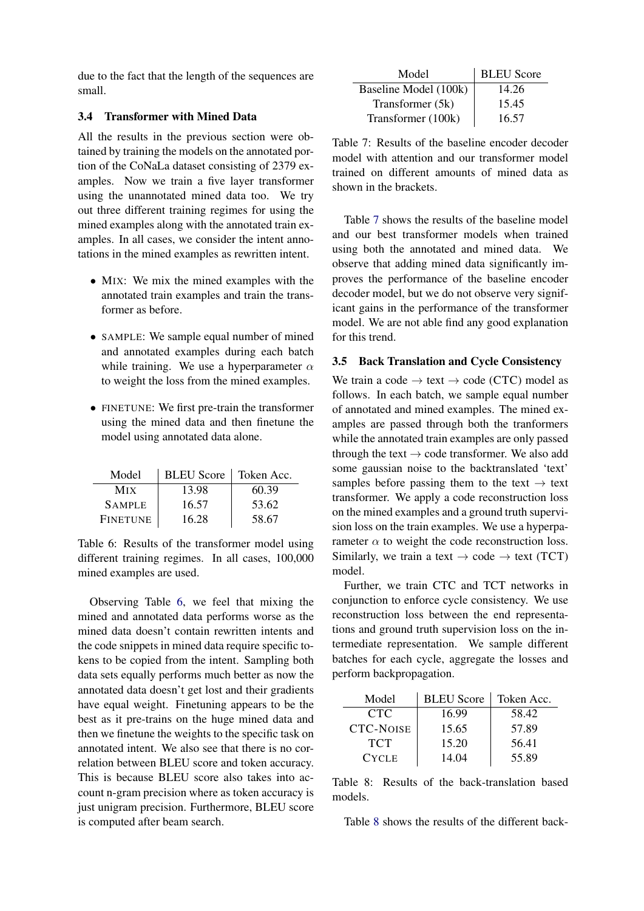due to the fact that the length of the sequences are small.

### 3.4 Transformer with Mined Data

All the results in the previous section were obtained by training the models on the annotated portion of the CoNaLa dataset consisting of 2379 examples. Now we train a five layer transformer using the unannotated mined data too. We try out three different training regimes for using the mined examples along with the annotated train examples. In all cases, we consider the intent annotations in the mined examples as rewritten intent.

- MIX: We mix the mined examples with the annotated train examples and train the transformer as before.
- SAMPLE: We sample equal number of mined and annotated examples during each batch while training. We use a hyperparameter $\alpha$ to weight the loss from the mined examples.
- FINETUNE: We first pre-train the transformer using the mined data and then finetune the model using annotated data alone.

| Model | BLEU Score | Token Acc. |
|---|---|---|
| MIX | 13.98 | 60.39 |
| SAMPLE | 16.57 | 53.62 |
| FINETUNE | 16.28 | 58.67 |

Table 6: Results of the transformer model using different training regimes. In all cases, 100,000 mined examples are used.

Observing Table 6, we feel that mixing the mined and annotated data performs worse as the mined data doesn't contain rewritten intents and the code snippets in mined data require specific tokens to be copied from the intent. Sampling both data sets equally performs much better as now the annotated data doesn't get lost and their gradients have equal weight. Finetuning appears to be the best as it pre-trains on the huge mined data and then we finetune the weights to the specific task on annotated intent. We also see that there is no correlation between BLEU score and token accuracy. This is because BLEU score also takes into account n-gram precision where as token accuracy is just unigram precision. Furthermore, BLEU score is computed after beam search.

| Model | BLEU Score |
|---|---|
| Baseline Model (100k) | 14.26 |
| Transformer (5k) | 15.45 |
| Transformer (100k) | 16.57 |

Table 7: Results of the baseline encoder decoder model with attention and our transformer model trained on different amounts of mined data as shown in the brackets.

Table 7 shows the results of the baseline model and our best transformer models when trained using both the annotated and mined data. We observe that adding mined data significantly improves the performance of the baseline encoder decoder model, but we do not observe very significant gains in the performance of the transformer model. We are not able find any good explanation for this trend.

### 3.5 Back Translation and Cycle Consistency

We train a code $\rightarrow$ text $\rightarrow$ code (CTC) model as follows. In each batch, we sample equal number of annotated and mined examples. The mined examples are passed through both the tranformers while the annotated train examples are only passed through the text $\rightarrow$ code transformer. We also add some gaussian noise to the backtranslated 'text' samples before passing them to the text $\rightarrow$ text transformer. We apply a code reconstruction loss on the mined examples and a ground truth supervision loss on the train examples. We use a hyperparameter $\alpha$ to weight the code reconstruction loss. Similarly, we train a text $\rightarrow$ code $\rightarrow$ text (TCT) model.

Further, we train CTC and TCT networks in conjunction to enforce cycle consistency. We use reconstruction loss between the end representations and ground truth supervision loss on the intermediate representation. We sample different batches for each cycle, aggregate the losses and perform backpropagation.

| Model | BLEU Score | Token Acc. |
|---|---|---|
| CTC | 16.99 | 58.42 |
| CTC-NOISE | 15.65 | 57.89 |
| TCT | 15.20 | 56.41 |
| CYCLE | 14.04 | 55.89 |

Table 8: Results of the back-translation based models.

Table 8 shows the results of the different back-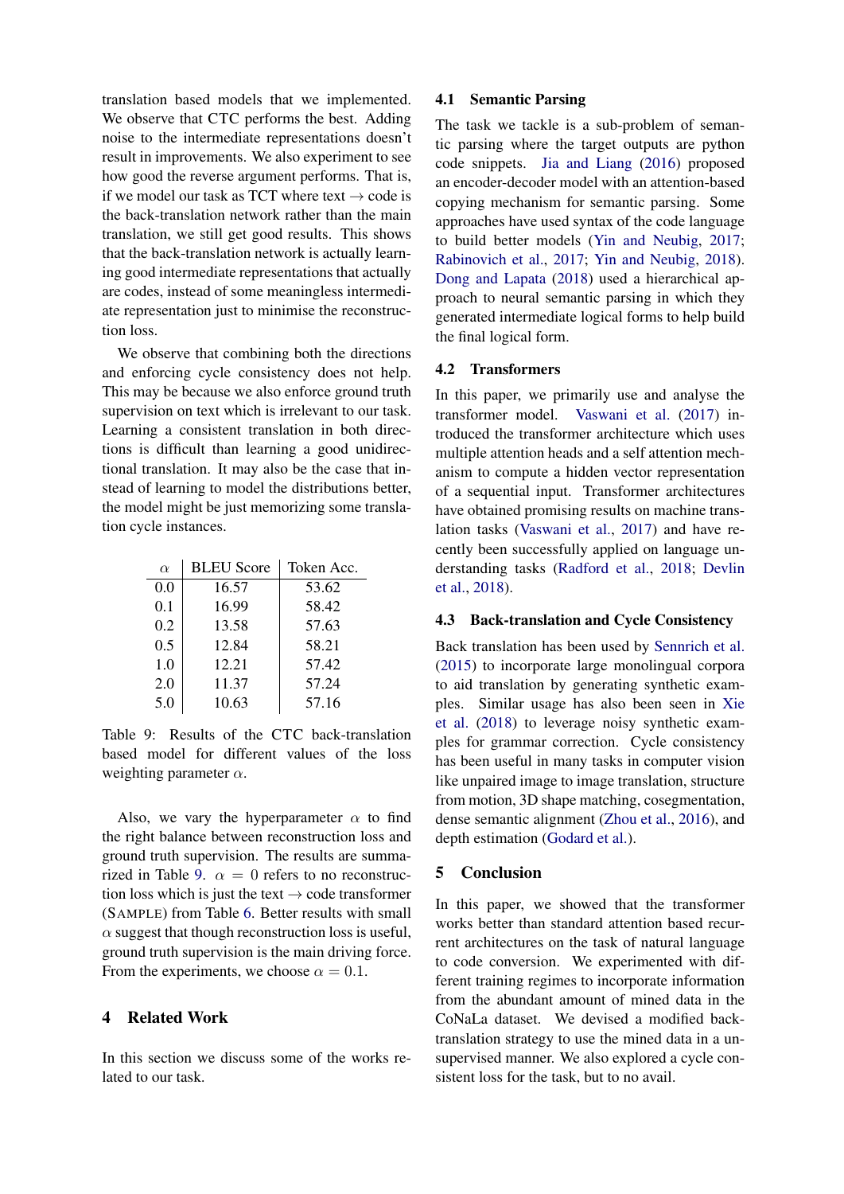translation based models that we implemented. We observe that CTC performs the best. Adding noise to the intermediate representations doesn't result in improvements. We also experiment to see how good the reverse argument performs. That is, if we model our task as TCT where text $\rightarrow$ code is the back-translation network rather than the main translation, we still get good results. This shows that the back-translation network is actually learning good intermediate representations that actually are codes, instead of some meaningless intermediate representation just to minimise the reconstruction loss.

We observe that combining both the directions and enforcing cycle consistency does not help. This may be because we also enforce ground truth supervision on text which is irrelevant to our task. Learning a consistent translation in both directions is difficult than learning a good unidirectional translation. It may also be the case that instead of learning to model the distributions better, the model might be just memorizing some translation cycle instances.

| $\alpha$ | BLEU Score | Token Acc. |
|---|---|---|
| 0.0 | 16.57 | 53.62 |
| 0.1 | 16.99 | 58.42 |
| 0.2 | 13.58 | 57.63 |
| 0.5 | 12.84 | 58.21 |
| 1.0 | 12.21 | 57.42 |
| 2.0 | 11.37 | 57.24 |
| 5.0 | 10.63 | 57.16 |

Table 9: Results of the CTC back-translation based model for different values of the loss weighting parameter $\alpha$.

Also, we vary the hyperparameter $\alpha$ to find the right balance between reconstruction loss and ground truth supervision. The results are summarized in Table 9. $\alpha = 0$ refers to no reconstruction loss which is just the text $\rightarrow$ code transformer (SAMPLE) from Table 6. Better results with small $\alpha$ suggest that though reconstruction loss is useful, ground truth supervision is the main driving force. From the experiments, we choose $\alpha = 0.1$.

## 4 Related Work

In this section we discuss some of the works related to our task.

### 4.1 Semantic Parsing

The task we tackle is a sub-problem of semantic parsing where the target outputs are python code snippets. Jia and Liang (2016) proposed an encoder-decoder model with an attention-based copying mechanism for semantic parsing. Some approaches have used syntax of the code language to build better models (Yin and Neubig, 2017; Rabinovich et al., 2017; Yin and Neubig, 2018). Dong and Lapata (2018) used a hierarchical approach to neural semantic parsing in which they generated intermediate logical forms to help build the final logical form.

### 4.2 Transformers

In this paper, we primarily use and analyse the transformer model. Vaswani et al. (2017) introduced the transformer architecture which uses multiple attention heads and a self attention mechanism to compute a hidden vector representation of a sequential input. Transformer architectures have obtained promising results on machine translation tasks (Vaswani et al., 2017) and have recently been successfully applied on language understanding tasks (Radford et al., 2018; Devlin et al., 2018).

### 4.3 Back-translation and Cycle Consistency

Back translation has been used by Sennrich et al. (2015) to incorporate large monolingual corpora to aid translation by generating synthetic examples. Similar usage has also been seen in Xie et al. (2018) to leverage noisy synthetic examples for grammar correction. Cycle consistency has been useful in many tasks in computer vision like unpaired image to image translation, structure from motion, 3D shape matching, cosegmentation, dense semantic alignment (Zhou et al., 2016), and depth estimation (Godard et al.).

## 5 Conclusion

In this paper, we showed that the transformer works better than standard attention based recurrent architectures on the task of natural language to code conversion. We experimented with different training regimes to incorporate information from the abundant amount of mined data in the CoNaLa dataset. We devised a modified back-translation strategy to use the mined data in a unsupervised manner. We also explored a cycle consistent loss for the task, but to no avail.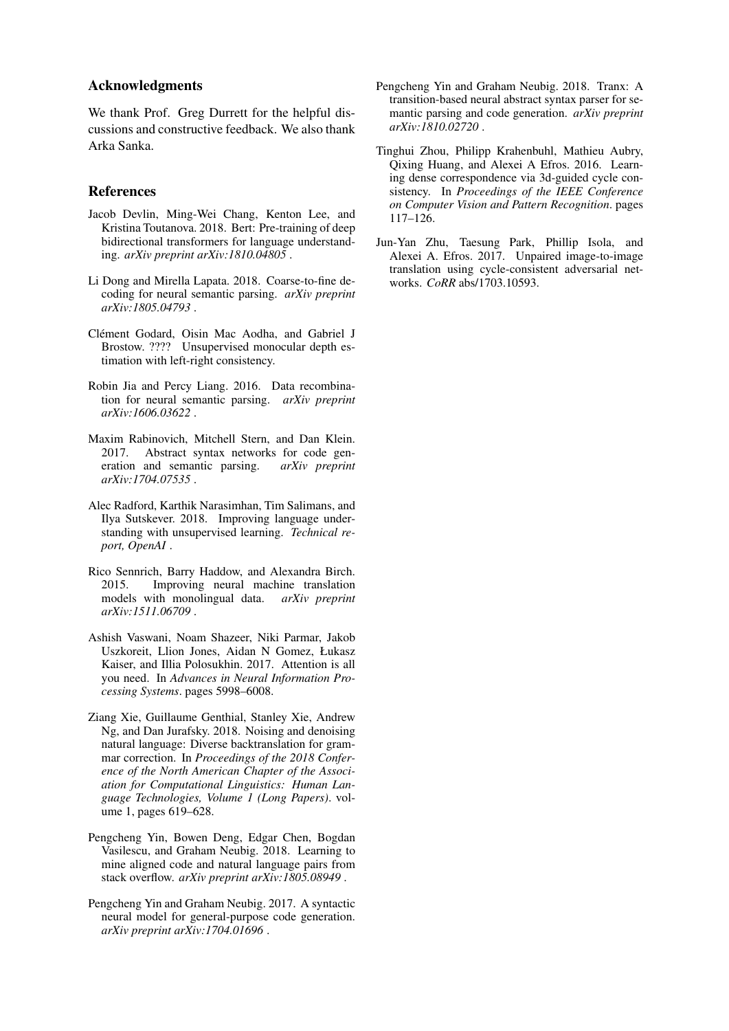## Acknowledgments

We thank Prof. Greg Durrett for the helpful discussions and constructive feedback. We also thank Arka Sanka.

## References

Jacob Devlin, Ming-Wei Chang, Kenton Lee, and Kristina Toutanova. 2018. Bert: Pre-training of deep bidirectional transformers for language understanding. *arXiv preprint arXiv:1810.04805* .

Li Dong and Mirella Lapata. 2018. Coarse-to-fine decoding for neural semantic parsing. *arXiv preprint arXiv:1805.04793* .

Clément Godard, Oisin Mac Aodha, and Gabriel J Brostow. ???? Unsupervised monocular depth estimation with left-right consistency.

Robin Jia and Percy Liang. 2016. Data recombination for neural semantic parsing. *arXiv preprint arXiv:1606.03622* .

Maxim Rabinovich, Mitchell Stern, and Dan Klein. 2017. Abstract syntax networks for code generation and semantic parsing. *arXiv preprint arXiv:1704.07535* .

Alec Radford, Karthik Narasimhan, Tim Salimans, and Ilya Sutskever. 2018. Improving language understanding with unsupervised learning. *Technical report, OpenAI* .

Rico Sennrich, Barry Haddow, and Alexandra Birch. 2015. Improving neural machine translation models with monolingual data. *arXiv preprint arXiv:1511.06709* .

Ashish Vaswani, Noam Shazeer, Niki Parmar, Jakob Uszkoreit, Llion Jones, Aidan N Gomez, Łukasz Kaiser, and Illia Polosukhin. 2017. Attention is all you need. In *Advances in Neural Information Processing Systems*. pages 5998–6008.

Ziang Xie, Guillaume Genthial, Stanley Xie, Andrew Ng, and Dan Jurafsky. 2018. Noising and denoising natural language: Diverse backtranslation for grammar correction. In *Proceedings of the 2018 Conference of the North American Chapter of the Association for Computational Linguistics: Human Language Technologies, Volume 1 (Long Papers)*. volume 1, pages 619–628.

Pengcheng Yin, Bowen Deng, Edgar Chen, Bogdan Vasilescu, and Graham Neubig. 2018. Learning to mine aligned code and natural language pairs from stack overflow. *arXiv preprint arXiv:1805.08949* .

Pengcheng Yin and Graham Neubig. 2017. A syntactic neural model for general-purpose code generation. *arXiv preprint arXiv:1704.01696* .

Pengcheng Yin and Graham Neubig. 2018. Tranx: A transition-based neural abstract syntax parser for semantic parsing and code generation. *arXiv preprint arXiv:1810.02720* .

Tinghui Zhou, Philipp Krahenbuhl, Mathieu Aubry, Qixing Huang, and Alexei A Efros. 2016. Learning dense correspondence via 3d-guided cycle consistency. In *Proceedings of the IEEE Conference on Computer Vision and Pattern Recognition*. pages 117–126.

Jun-Yan Zhu, Taesung Park, Phillip Isola, and Alexei A. Efros. 2017. Unpaired image-to-image translation using cycle-consistent adversarial networks. *CoRR* abs/1703.10593.